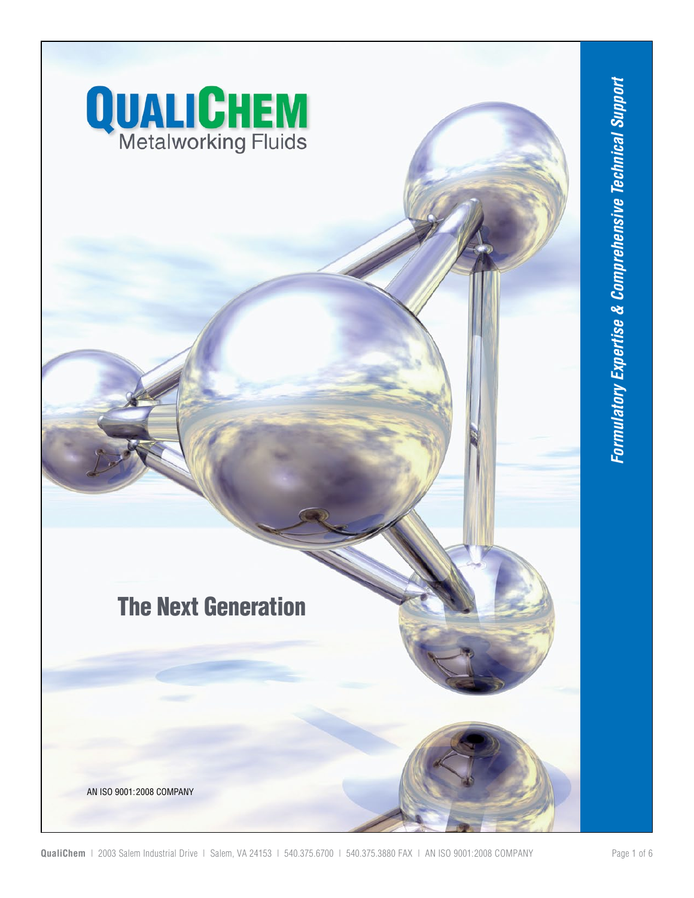# QUALICHEM

Metalworking Fluids

## The Next Generation

AN ISO 9001:2008 COMPANY

***Formulatory Expertise & Comprehensive Technical Support***

**QualiChem** | 2003 Salem Industrial Drive | Salem, VA 24153 | 540.375.6700 | 540.375.3880 FAX | AN ISO 9001:2008 COMPANY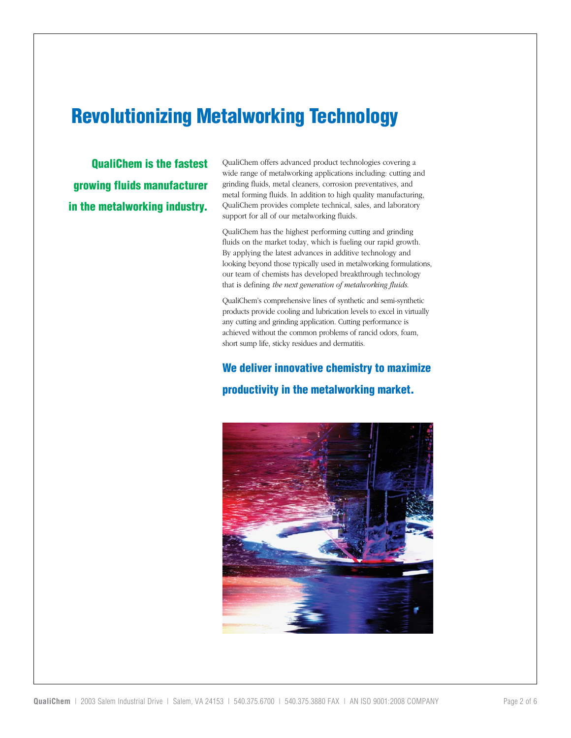# Revolutionizing Metalworking Technology

**QualiChem is the fastest growing fluids manufacturer in the metalworking industry.**

QualiChem offers advanced product technologies covering a wide range of metalworking applications including: cutting and grinding fluids, metal cleaners, corrosion preventatives, and metal forming fluids. In addition to high quality manufacturing, QualiChem provides complete technical, sales, and laboratory support for all of our metalworking fluids.

QualiChem has the highest performing cutting and grinding fluids on the market today, which is fueling our rapid growth. By applying the latest advances in additive technology and looking beyond those typically used in metalworking formulations, our team of chemists has developed breakthrough technology that is defining *the next generation of metalworking fluids.*

QualiChem's comprehensive lines of synthetic and semi-synthetic products provide cooling and lubrication levels to excel in virtually any cutting and grinding application. Cutting performance is achieved without the common problems of rancid odors, foam, short sump life, sticky residues and dermatitis.

**We deliver innovative chemistry to maximize productivity in the metalworking market.**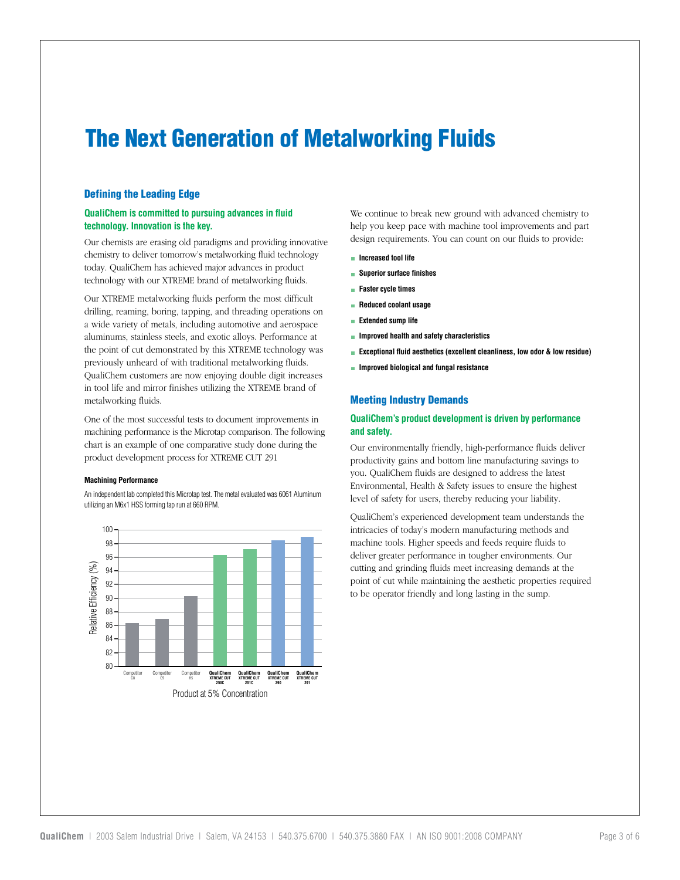# The Next Generation of Metalworking Fluids

## Defining the Leading Edge

### QualiChem is committed to pursuing advances in fluid technology. Innovation is the key.

Our chemists are erasing old paradigms and providing innovative chemistry to deliver tomorrow's metalworking fluid technology today. QualiChem has achieved major advances in product technology with our XTREME brand of metalworking fluids.

Our XTREME metalworking fluids perform the most difficult drilling, reaming, boring, tapping, and threading operations on a wide variety of metals, including automotive and aerospace aluminums, stainless steels, and exotic alloys. Performance at the point of cut demonstrated by this XTREME technology was previously unheard of with traditional metalworking fluids. QualiChem customers are now enjoying double digit increases in tool life and mirror finishes utilizing the XTREME brand of metalworking fluids.

One of the most successful tests to document improvements in machining performance is the Microtap comparison. The following chart is an example of one comparative study done during the product development process for XTREME CUT 291

**Machining Performance**

An independent lab completed this Microtap test. The metal evaluated was 6061 Aluminum utilizing an M6x1 HSS forming tap run at 660 RPM.

Relative Efficiency (%) — Product at 5% Concentration

Competitor C8 | Competitor C9 | Competitor H5 | QualiChem XTREME CUT 250C | QualiChem XTREME CUT 251C | QualiChem XTREME CUT 290 | QualiChem XTREME CUT 291

We continue to break new ground with advanced chemistry to help you keep pace with machine tool improvements and part design requirements. You can count on our fluids to provide:

- **Increased tool life**
- **Superior surface finishes**
- **Faster cycle times**
- **Reduced coolant usage**
- **Extended sump life**
- **Improved health and safety characteristics**
- **Exceptional fluid aesthetics (excellent cleanliness, low odor & low residue)**
- **Improved biological and fungal resistance**

## Meeting Industry Demands

### QualiChem's product development is driven by performance and safety.

Our environmentally friendly, high-performance fluids deliver productivity gains and bottom line manufacturing savings to you. QualiChem fluids are designed to address the latest Environmental, Health & Safety issues to ensure the highest level of safety for users, thereby reducing your liability.

QualiChem's experienced development team understands the intricacies of today's modern manufacturing methods and machine tools. Higher speeds and feeds require fluids to deliver greater performance in tougher environments. Our cutting and grinding fluids meet increasing demands at the point of cut while maintaining the aesthetic properties required to be operator friendly and long lasting in the sump.

**QualiChem** | 2003 Salem Industrial Drive | Salem, VA 24153 | 540.375.6700 | 540.375.3880 FAX | AN ISO 9001:2008 COMPANY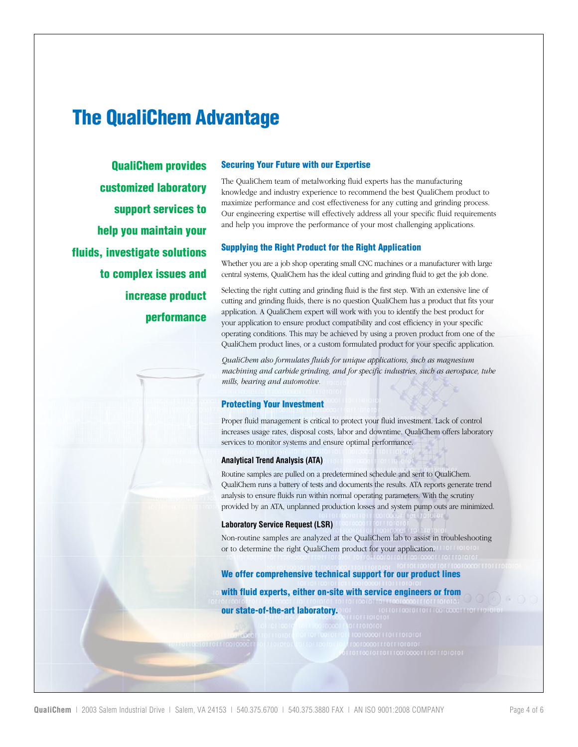# The QualiChem Advantage

**QualiChem provides customized laboratory support services to help you maintain your fluids, investigate solutions to complex issues and increase product performance**

## Securing Your Future with our Expertise

The QualiChem team of metalworking fluid experts has the manufacturing knowledge and industry experience to recommend the best QualiChem product to maximize performance and cost effectiveness for any cutting and grinding process. Our engineering expertise will effectively address all your specific fluid requirements and help you improve the performance of your most challenging applications.

## Supplying the Right Product for the Right Application

Whether you are a job shop operating small CNC machines or a manufacturer with large central systems, QualiChem has the ideal cutting and grinding fluid to get the job done.

Selecting the right cutting and grinding fluid is the first step. With an extensive line of cutting and grinding fluids, there is no question QualiChem has a product that fits your application. A QualiChem expert will work with you to identify the best product for your application to ensure product compatibility and cost efficiency in your specific operating conditions. This may be achieved by using a proven product from one of the QualiChem product lines, or a custom formulated product for your specific application.

*QualiChem also formulates fluids for unique applications, such as magnesium machining and carbide grinding, and for specific industries, such as aerospace, tube mills, bearing and automotive.*

## Protecting Your Investment

Proper fluid management is critical to protect your fluid investment. Lack of control increases usage rates, disposal costs, labor and downtime. QualiChem offers laboratory services to monitor systems and ensure optimal performance.

### Analytical Trend Analysis (ATA)

Routine samples are pulled on a predetermined schedule and sent to QualiChem. QualiChem runs a battery of tests and documents the results. ATA reports generate trend analysis to ensure fluids run within normal operating parameters. With the scrutiny provided by an ATA, unplanned production losses and system pump outs are minimized.

### Laboratory Service Request (LSR)

Non-routine samples are analyzed at the QualiChem lab to assist in troubleshooting or to determine the right QualiChem product for your application.

**We offer comprehensive technical support for our product lines with fluid experts, either on-site with service engineers or from our state-of-the-art laboratory.**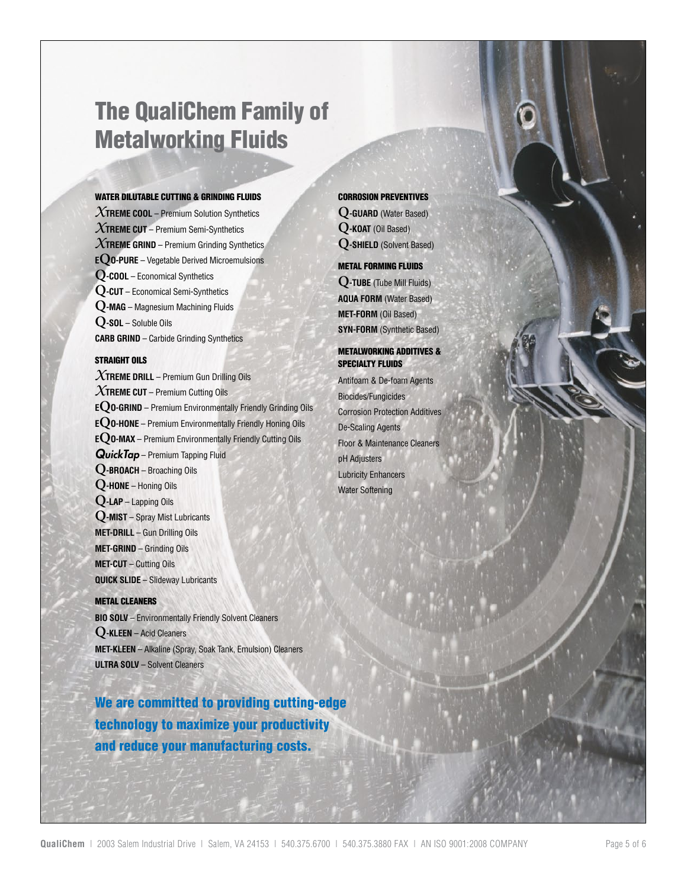# The QualiChem Family of Metalworking Fluids

## WATER DILUTABLE CUTTING & GRINDING FLUIDS

**XTREME COOL** – Premium Solution Synthetics
**XTREME CUT** – Premium Semi-Synthetics
**XTREME GRIND** – Premium Grinding Synthetics
**EQO-PURE** – Vegetable Derived Microemulsions
**Q-COOL** – Economical Synthetics
**Q-CUT** – Economical Semi-Synthetics
**Q-MAG** – Magnesium Machining Fluids
**Q-SOL** – Soluble Oils
**CARB GRIND** – Carbide Grinding Synthetics

## STRAIGHT OILS

**XTREME DRILL** – Premium Gun Drilling Oils
**XTREME CUT** – Premium Cutting Oils
**EQO-GRIND** – Premium Environmentally Friendly Grinding Oils
**EQO-HONE** – Premium Environmentally Friendly Honing Oils
**EQO-MAX** – Premium Environmentally Friendly Cutting Oils
***QuickTap*** – Premium Tapping Fluid
**Q-BROACH** – Broaching Oils
**Q-HONE** – Honing Oils
**Q-LAP** – Lapping Oils
**Q-MIST** – Spray Mist Lubricants
**MET-DRILL** – Gun Drilling Oils
**MET-GRIND** – Grinding Oils
**MET-CUT** – Cutting Oils
**QUICK SLIDE** – Slideway Lubricants

## METAL CLEANERS

**BIO SOLV** – Environmentally Friendly Solvent Cleaners
**Q-KLEEN** – Acid Cleaners
**MET-KLEEN** – Alkaline (Spray, Soak Tank, Emulsion) Cleaners
**ULTRA SOLV** – Solvent Cleaners

## CORROSION PREVENTIVES

**Q-GUARD** (Water Based)
**Q-KOAT** (Oil Based)
**Q-SHIELD** (Solvent Based)

## METAL FORMING FLUIDS

**Q-TUBE** (Tube Mill Fluids)
**AQUA FORM** (Water Based)
**MET-FORM** (Oil Based)
**SYN-FORM** (Synthetic Based)

## METALWORKING ADDITIVES & SPECIALTY FLUIDS

Antifoam & De-foam Agents
Biocides/Fungicides
Corrosion Protection Additives
De-Scaling Agents
Floor & Maintenance Cleaners
pH Adjusters
Lubricity Enhancers
Water Softening

**We are committed to providing cutting-edge technology to maximize your productivity and reduce your manufacturing costs.**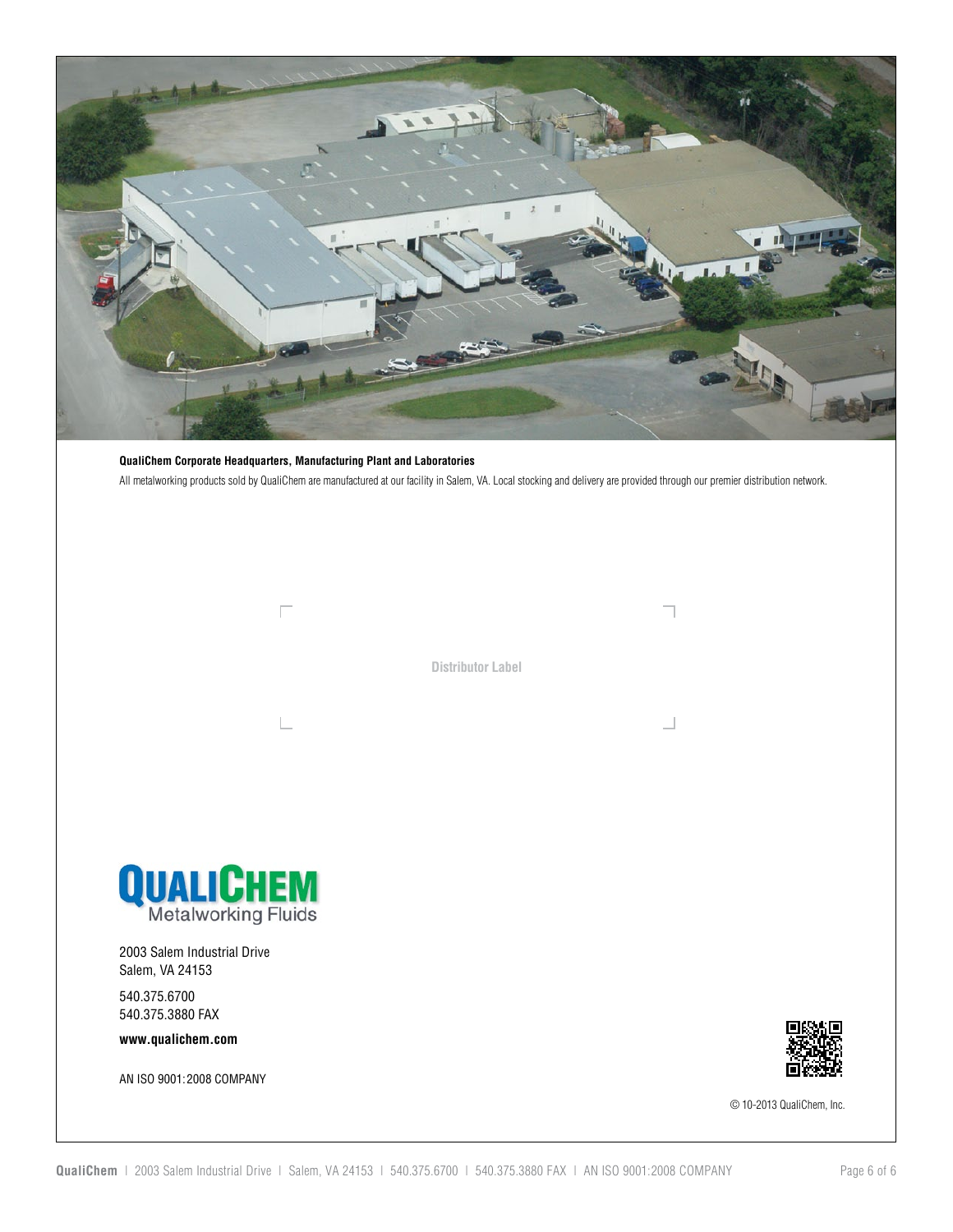**QualiChem Corporate Headquarters, Manufacturing Plant and Laboratories**

All metalworking products sold by QualiChem are manufactured at our facility in Salem, VA. Local stocking and delivery are provided through our premier distribution network.

Distributor Label

QUALICHEM
Metalworking Fluids

2003 Salem Industrial Drive
Salem, VA 24153

540.375.6700
540.375.3880 FAX

**www.qualichem.com**

AN ISO 9001:2008 COMPANY

© 10-2013 QualiChem, Inc.